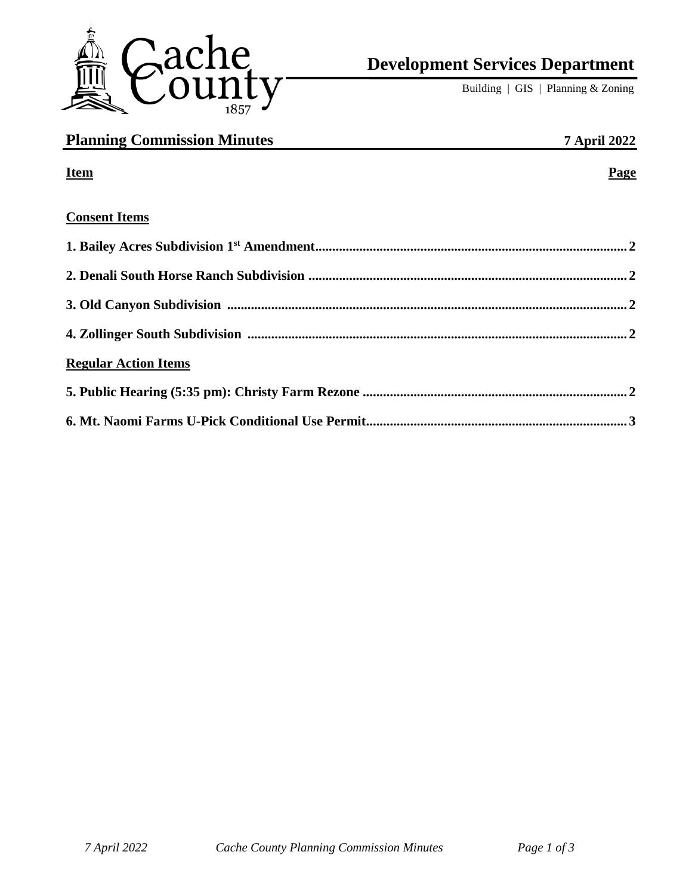# Development Services Department

Building | GIS | Planning & Zoning

## Planning Commission Minutes — 7 April 2022

| Item | Page |
| --- | --- |
| **Consent Items** | |
| **1. Bailey Acres Subdivision 1st Amendment** | **2** |
| **2. Denali South Horse Ranch Subdivision** | **2** |
| **3. Old Canyon Subdivision** | **2** |
| **4. Zollinger South Subdivision** | **2** |
| **Regular Action Items** | |
| **5. Public Hearing (5:35 pm): Christy Farm Rezone** | **2** |
| **6. Mt. Naomi Farms U-Pick Conditional Use Permit** | **3** |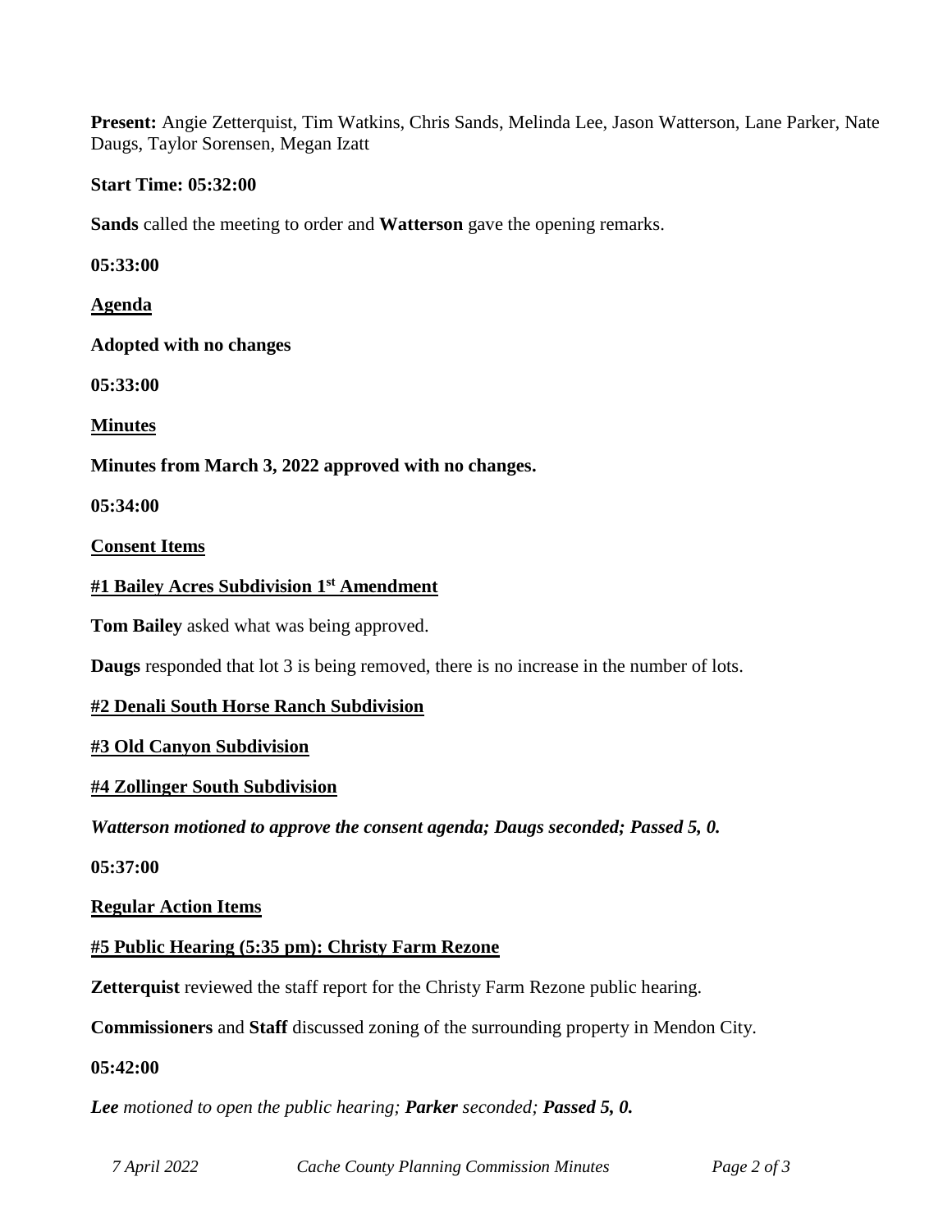**Present:** Angie Zetterquist, Tim Watkins, Chris Sands, Melinda Lee, Jason Watterson, Lane Parker, Nate Daugs, Taylor Sorensen, Megan Izatt

**Start Time: 05:32:00**

**Sands** called the meeting to order and **Watterson** gave the opening remarks.

**05:33:00**

**Agenda**

**Adopted with no changes**

**05:33:00**

**Minutes**

**Minutes from March 3, 2022 approved with no changes.**

**05:34:00**

**Consent Items**

**#1 Bailey Acres Subdivision 1st Amendment**

**Tom Bailey** asked what was being approved.

**Daugs** responded that lot 3 is being removed, there is no increase in the number of lots.

**#2 Denali South Horse Ranch Subdivision**

**#3 Old Canyon Subdivision**

**#4 Zollinger South Subdivision**

***Watterson motioned to approve the consent agenda; Daugs seconded; Passed 5, 0.***

**05:37:00**

**Regular Action Items**

**#5 Public Hearing (5:35 pm): Christy Farm Rezone**

**Zetterquist** reviewed the staff report for the Christy Farm Rezone public hearing.

**Commissioners** and **Staff** discussed zoning of the surrounding property in Mendon City.

**05:42:00**

***Lee*** *motioned to open the public hearing;* ***Parker*** *seconded;* ***Passed 5, 0.***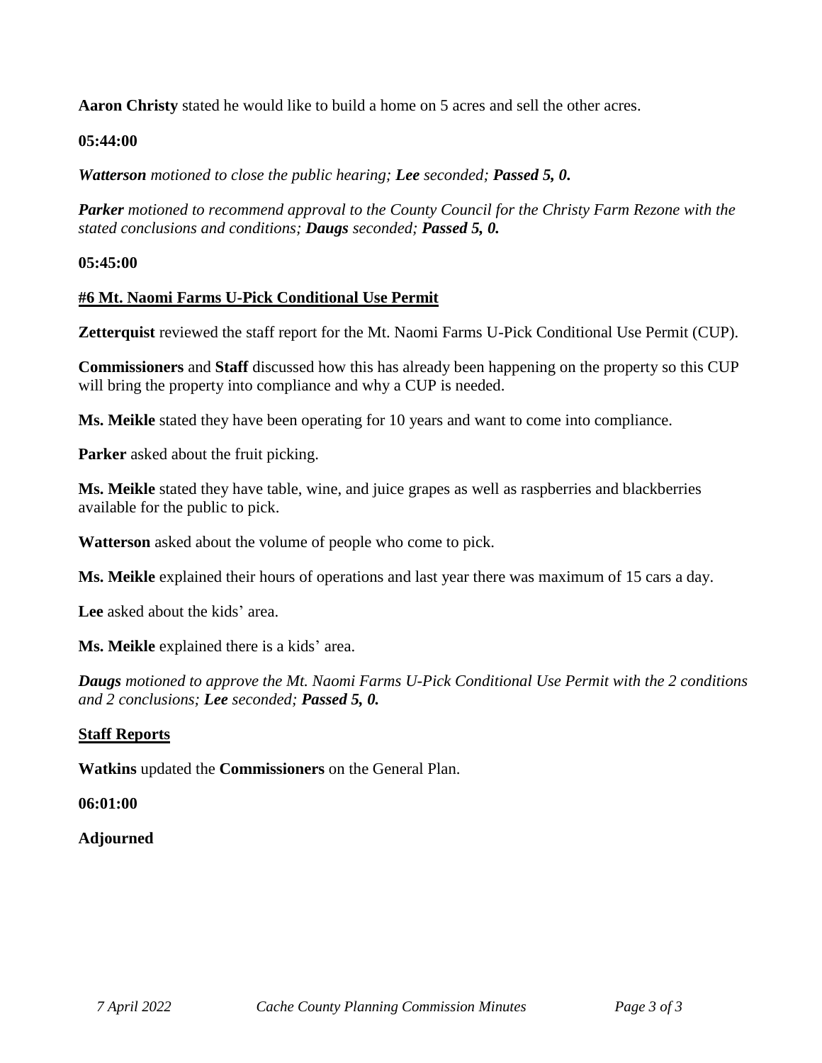**Aaron Christy** stated he would like to build a home on 5 acres and sell the other acres.

**05:44:00**

***Watterson** motioned to close the public hearing; **Lee** seconded; **Passed 5, 0.***

***Parker** motioned to recommend approval to the County Council for the Christy Farm Rezone with the stated conclusions and conditions; **Daugs** seconded; **Passed 5, 0.***

**05:45:00**

**#6 Mt. Naomi Farms U-Pick Conditional Use Permit**

**Zetterquist** reviewed the staff report for the Mt. Naomi Farms U-Pick Conditional Use Permit (CUP).

**Commissioners** and **Staff** discussed how this has already been happening on the property so this CUP will bring the property into compliance and why a CUP is needed.

**Ms. Meikle** stated they have been operating for 10 years and want to come into compliance.

**Parker** asked about the fruit picking.

**Ms. Meikle** stated they have table, wine, and juice grapes as well as raspberries and blackberries available for the public to pick.

**Watterson** asked about the volume of people who come to pick.

**Ms. Meikle** explained their hours of operations and last year there was maximum of 15 cars a day.

**Lee** asked about the kids' area.

**Ms. Meikle** explained there is a kids' area.

***Daugs** motioned to approve the Mt. Naomi Farms U-Pick Conditional Use Permit with the 2 conditions and 2 conclusions; **Lee** seconded; **Passed 5, 0.***

**Staff Reports**

**Watkins** updated the **Commissioners** on the General Plan.

**06:01:00**

**Adjourned**